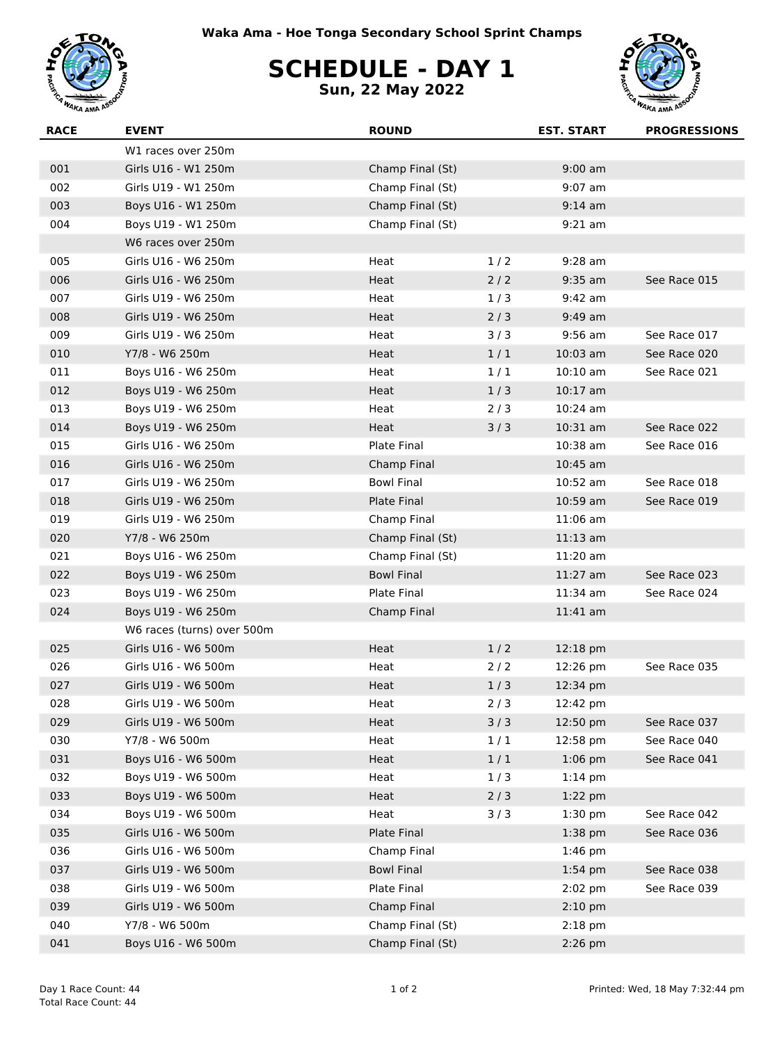Waka Ama - Hoe Tonga Secondary School Sprint Champs

# SCHEDULE - DAY 1

**Sun, 22 May 2022**

| RACE | EVENT | ROUND | | EST. START | PROGRESSIONS |
|---|---|---|---|---|---|
| | W1 races over 250m | | | | |
| 001 | Girls U16 - W1 250m | Champ Final (St) | | 9:00 am | |
| 002 | Girls U19 - W1 250m | Champ Final (St) | | 9:07 am | |
| 003 | Boys U16 - W1 250m | Champ Final (St) | | 9:14 am | |
| 004 | Boys U19 - W1 250m | Champ Final (St) | | 9:21 am | |
| | W6 races over 250m | | | | |
| 005 | Girls U16 - W6 250m | Heat | 1 / 2 | 9:28 am | |
| 006 | Girls U16 - W6 250m | Heat | 2 / 2 | 9:35 am | See Race 015 |
| 007 | Girls U19 - W6 250m | Heat | 1 / 3 | 9:42 am | |
| 008 | Girls U19 - W6 250m | Heat | 2 / 3 | 9:49 am | |
| 009 | Girls U19 - W6 250m | Heat | 3 / 3 | 9:56 am | See Race 017 |
| 010 | Y7/8 - W6 250m | Heat | 1 / 1 | 10:03 am | See Race 020 |
| 011 | Boys U16 - W6 250m | Heat | 1 / 1 | 10:10 am | See Race 021 |
| 012 | Boys U19 - W6 250m | Heat | 1 / 3 | 10:17 am | |
| 013 | Boys U19 - W6 250m | Heat | 2 / 3 | 10:24 am | |
| 014 | Boys U19 - W6 250m | Heat | 3 / 3 | 10:31 am | See Race 022 |
| 015 | Girls U16 - W6 250m | Plate Final | | 10:38 am | See Race 016 |
| 016 | Girls U16 - W6 250m | Champ Final | | 10:45 am | |
| 017 | Girls U19 - W6 250m | Bowl Final | | 10:52 am | See Race 018 |
| 018 | Girls U19 - W6 250m | Plate Final | | 10:59 am | See Race 019 |
| 019 | Girls U19 - W6 250m | Champ Final | | 11:06 am | |
| 020 | Y7/8 - W6 250m | Champ Final (St) | | 11:13 am | |
| 021 | Boys U16 - W6 250m | Champ Final (St) | | 11:20 am | |
| 022 | Boys U19 - W6 250m | Bowl Final | | 11:27 am | See Race 023 |
| 023 | Boys U19 - W6 250m | Plate Final | | 11:34 am | See Race 024 |
| 024 | Boys U19 - W6 250m | Champ Final | | 11:41 am | |
| | W6 races (turns) over 500m | | | | |
| 025 | Girls U16 - W6 500m | Heat | 1 / 2 | 12:18 pm | |
| 026 | Girls U16 - W6 500m | Heat | 2 / 2 | 12:26 pm | See Race 035 |
| 027 | Girls U19 - W6 500m | Heat | 1 / 3 | 12:34 pm | |
| 028 | Girls U19 - W6 500m | Heat | 2 / 3 | 12:42 pm | |
| 029 | Girls U19 - W6 500m | Heat | 3 / 3 | 12:50 pm | See Race 037 |
| 030 | Y7/8 - W6 500m | Heat | 1 / 1 | 12:58 pm | See Race 040 |
| 031 | Boys U16 - W6 500m | Heat | 1 / 1 | 1:06 pm | See Race 041 |
| 032 | Boys U19 - W6 500m | Heat | 1 / 3 | 1:14 pm | |
| 033 | Boys U19 - W6 500m | Heat | 2 / 3 | 1:22 pm | |
| 034 | Boys U19 - W6 500m | Heat | 3 / 3 | 1:30 pm | See Race 042 |
| 035 | Girls U16 - W6 500m | Plate Final | | 1:38 pm | See Race 036 |
| 036 | Girls U16 - W6 500m | Champ Final | | 1:46 pm | |
| 037 | Girls U19 - W6 500m | Bowl Final | | 1:54 pm | See Race 038 |
| 038 | Girls U19 - W6 500m | Plate Final | | 2:02 pm | See Race 039 |
| 039 | Girls U19 - W6 500m | Champ Final | | 2:10 pm | |
| 040 | Y7/8 - W6 500m | Champ Final (St) | | 2:18 pm | |
| 041 | Boys U16 - W6 500m | Champ Final (St) | | 2:26 pm | |

Day 1 Race Count: 44
Total Race Count: 44

Printed: Wed, 18 May 7:32:44 pm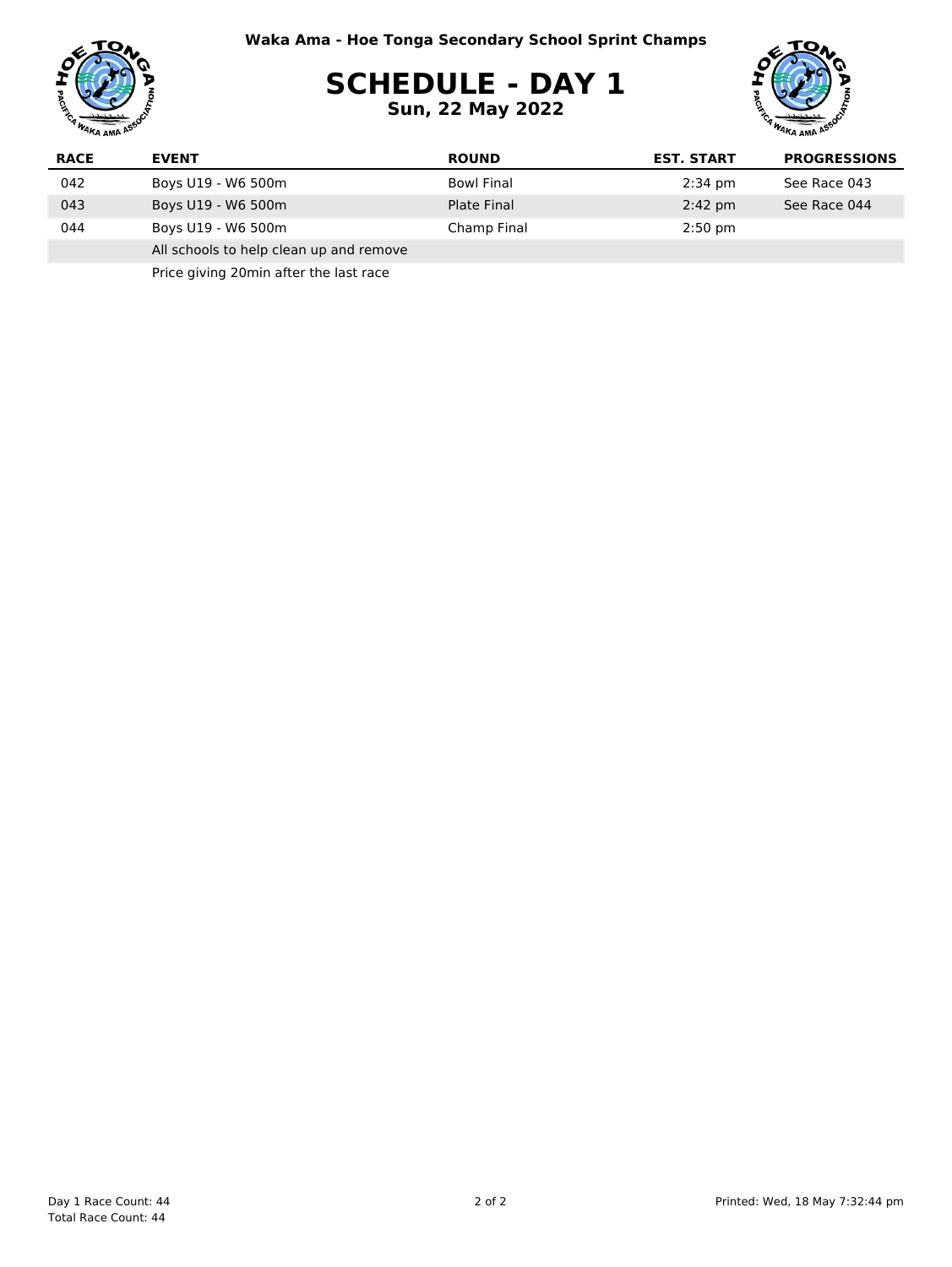Waka Ama - Hoe Tonga Secondary School Sprint Champs

# SCHEDULE - DAY 1

**Sun, 22 May 2022**

| RACE | EVENT | ROUND | EST. START | PROGRESSIONS |
|---|---|---|---|---|
| 042 | Boys U19 - W6 500m | Bowl Final | 2:34 pm | See Race 043 |
| 043 | Boys U19 - W6 500m | Plate Final | 2:42 pm | See Race 044 |
| 044 | Boys U19 - W6 500m | Champ Final | 2:50 pm | |
| | All schools to help clean up and remove | | | |
| | Price giving 20min after the last race | | | |

Day 1 Race Count: 44
Total Race Count: 44

Printed: Wed, 18 May 7:32:44 pm